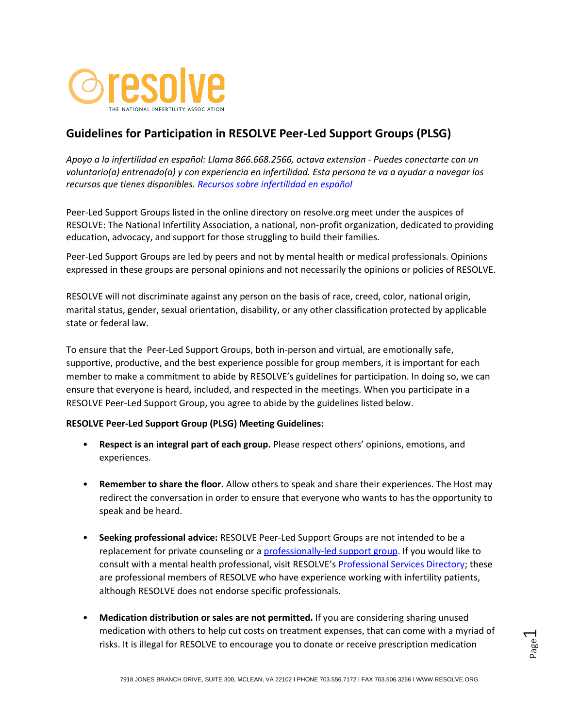resolve

THE NATIONAL INFERTILITY ASSOCIATION

## Guidelines for Participation in RESOLVE Peer-Led Support Groups (PLSG)

*Apoyo a la infertilidad en español: Llama 866.668.2566, octava extension - Puedes conectarte con un voluntario(a) entrenado(a) y con experiencia en infertilidad. Esta persona te va a ayudar a navegar los recursos que tienes disponibles. Recursos sobre infertilidad en español*

Peer-Led Support Groups listed in the online directory on resolve.org meet under the auspices of RESOLVE: The National Infertility Association, a national, non-profit organization, dedicated to providing education, advocacy, and support for those struggling to build their families.

Peer-Led Support Groups are led by peers and not by mental health or medical professionals. Opinions expressed in these groups are personal opinions and not necessarily the opinions or policies of RESOLVE.

RESOLVE will not discriminate against any person on the basis of race, creed, color, national origin, marital status, gender, sexual orientation, disability, or any other classification protected by applicable state or federal law.

To ensure that the Peer-Led Support Groups, both in-person and virtual, are emotionally safe, supportive, productive, and the best experience possible for group members, it is important for each member to make a commitment to abide by RESOLVE's guidelines for participation. In doing so, we can ensure that everyone is heard, included, and respected in the meetings. When you participate in a RESOLVE Peer-Led Support Group, you agree to abide by the guidelines listed below.

**RESOLVE Peer-Led Support Group (PLSG) Meeting Guidelines:**

- **Respect is an integral part of each group.** Please respect others' opinions, emotions, and experiences.

- **Remember to share the floor.** Allow others to speak and share their experiences. The Host may redirect the conversation in order to ensure that everyone who wants to has the opportunity to speak and be heard.

- **Seeking professional advice:** RESOLVE Peer-Led Support Groups are not intended to be a replacement for private counseling or a professionally-led support group. If you would like to consult with a mental health professional, visit RESOLVE's Professional Services Directory; these are professional members of RESOLVE who have experience working with infertility patients, although RESOLVE does not endorse specific professionals.

- **Medication distribution or sales are not permitted.** If you are considering sharing unused medication with others to help cut costs on treatment expenses, that can come with a myriad of risks. It is illegal for RESOLVE to encourage you to donate or receive prescription medication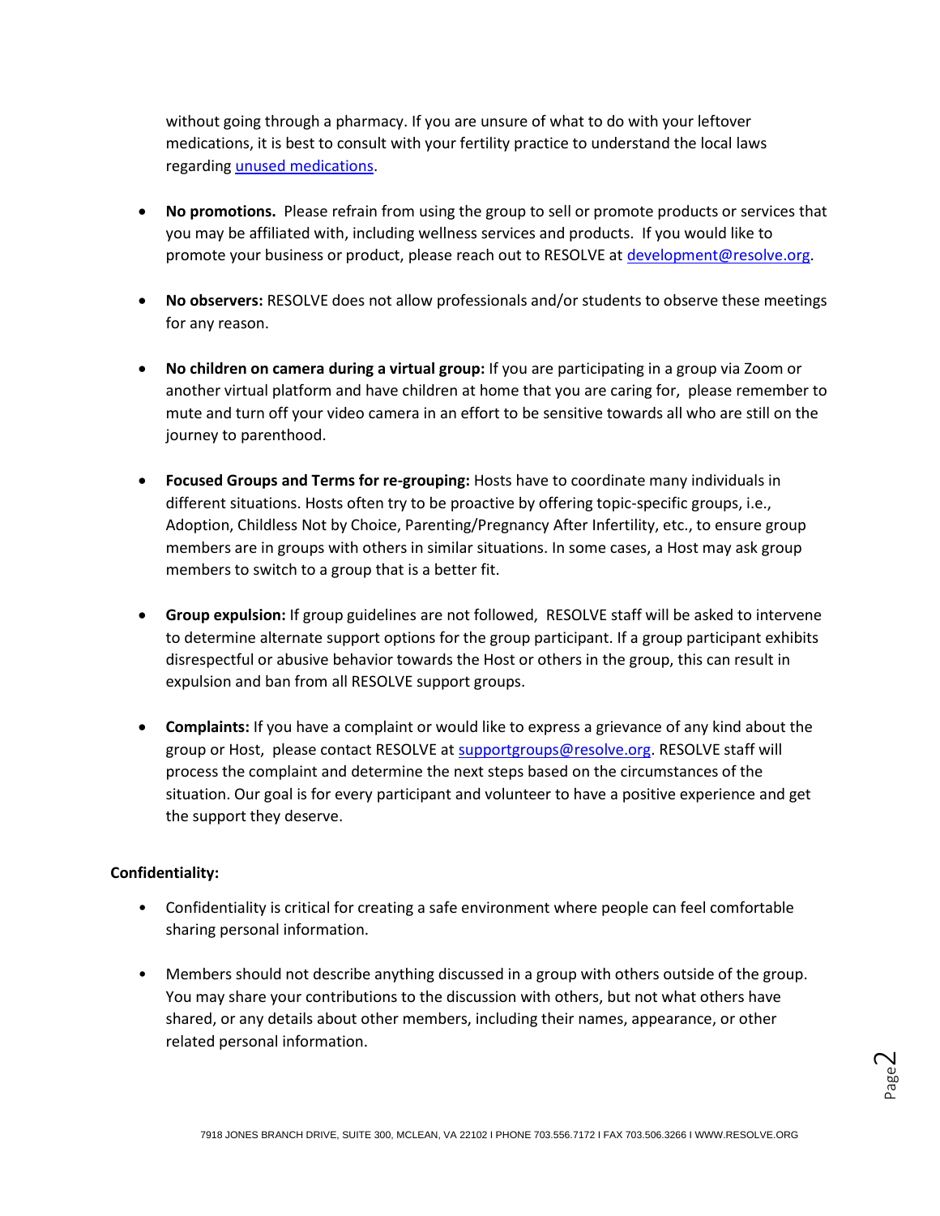without going through a pharmacy. If you are unsure of what to do with your leftover medications, it is best to consult with your fertility practice to understand the local laws regarding [unused medications](#).

- **No promotions.** Please refrain from using the group to sell or promote products or services that you may be affiliated with, including wellness services and products. If you would like to promote your business or product, please reach out to RESOLVE at [development@resolve.org](mailto:development@resolve.org).

- **No observers:** RESOLVE does not allow professionals and/or students to observe these meetings for any reason.

- **No children on camera during a virtual group:** If you are participating in a group via Zoom or another virtual platform and have children at home that you are caring for, please remember to mute and turn off your video camera in an effort to be sensitive towards all who are still on the journey to parenthood.

- **Focused Groups and Terms for re-grouping:** Hosts have to coordinate many individuals in different situations. Hosts often try to be proactive by offering topic-specific groups, i.e., Adoption, Childless Not by Choice, Parenting/Pregnancy After Infertility, etc., to ensure group members are in groups with others in similar situations. In some cases, a Host may ask group members to switch to a group that is a better fit.

- **Group expulsion:** If group guidelines are not followed, RESOLVE staff will be asked to intervene to determine alternate support options for the group participant. If a group participant exhibits disrespectful or abusive behavior towards the Host or others in the group, this can result in expulsion and ban from all RESOLVE support groups.

- **Complaints:** If you have a complaint or would like to express a grievance of any kind about the group or Host, please contact RESOLVE at [supportgroups@resolve.org](mailto:supportgroups@resolve.org). RESOLVE staff will process the complaint and determine the next steps based on the circumstances of the situation. Our goal is for every participant and volunteer to have a positive experience and get the support they deserve.

**Confidentiality:**

- Confidentiality is critical for creating a safe environment where people can feel comfortable sharing personal information.

- Members should not describe anything discussed in a group with others outside of the group. You may share your contributions to the discussion with others, but not what others have shared, or any details about other members, including their names, appearance, or other related personal information.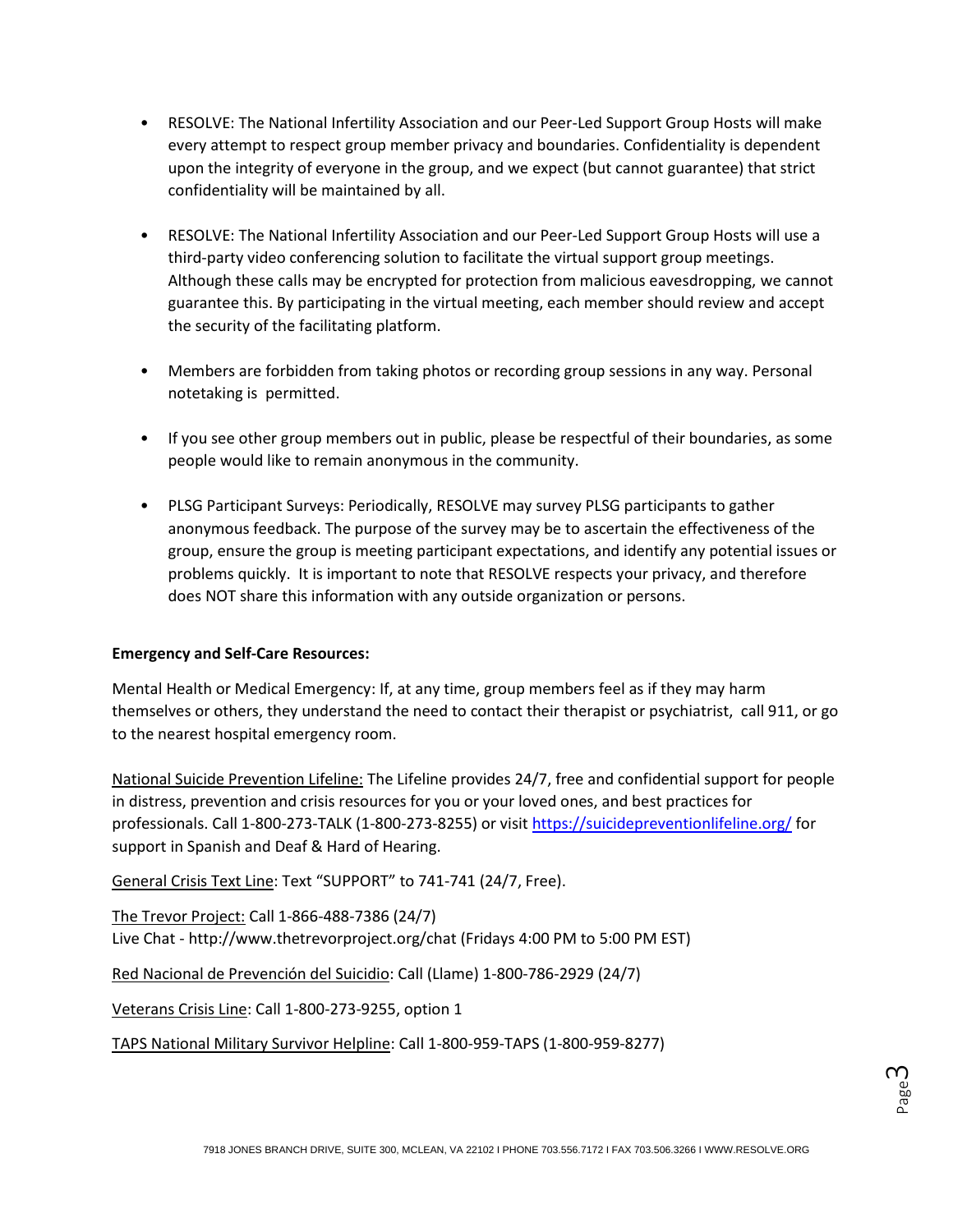- RESOLVE: The National Infertility Association and our Peer-Led Support Group Hosts will make every attempt to respect group member privacy and boundaries. Confidentiality is dependent upon the integrity of everyone in the group, and we expect (but cannot guarantee) that strict confidentiality will be maintained by all.

- RESOLVE: The National Infertility Association and our Peer-Led Support Group Hosts will use a third-party video conferencing solution to facilitate the virtual support group meetings. Although these calls may be encrypted for protection from malicious eavesdropping, we cannot guarantee this. By participating in the virtual meeting, each member should review and accept the security of the facilitating platform.

- Members are forbidden from taking photos or recording group sessions in any way. Personal notetaking is permitted.

- If you see other group members out in public, please be respectful of their boundaries, as some people would like to remain anonymous in the community.

- PLSG Participant Surveys: Periodically, RESOLVE may survey PLSG participants to gather anonymous feedback. The purpose of the survey may be to ascertain the effectiveness of the group, ensure the group is meeting participant expectations, and identify any potential issues or problems quickly. It is important to note that RESOLVE respects your privacy, and therefore does NOT share this information with any outside organization or persons.

**Emergency and Self-Care Resources:**

Mental Health or Medical Emergency: If, at any time, group members feel as if they may harm themselves or others, they understand the need to contact their therapist or psychiatrist, call 911, or go to the nearest hospital emergency room.

National Suicide Prevention Lifeline: The Lifeline provides 24/7, free and confidential support for people in distress, prevention and crisis resources for you or your loved ones, and best practices for professionals. Call 1-800-273-TALK (1-800-273-8255) or visit https://suicidepreventionlifeline.org/ for support in Spanish and Deaf & Hard of Hearing.

General Crisis Text Line: Text "SUPPORT" to 741-741 (24/7, Free).

The Trevor Project: Call 1-866-488-7386 (24/7)
Live Chat - http://www.thetrevorproject.org/chat (Fridays 4:00 PM to 5:00 PM EST)

Red Nacional de Prevención del Suicidio: Call (Llame) 1-800-786-2929 (24/7)

Veterans Crisis Line: Call 1-800-273-9255, option 1

TAPS National Military Survivor Helpline: Call 1-800-959-TAPS (1-800-959-8277)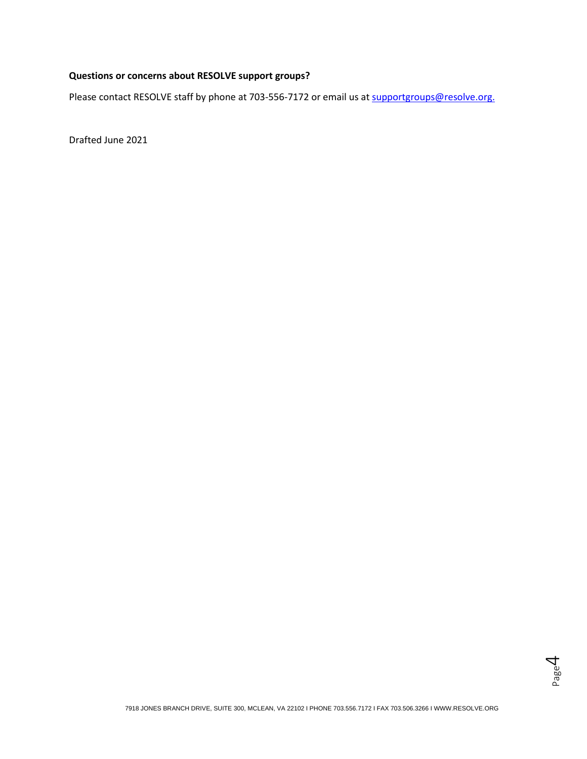**Questions or concerns about RESOLVE support groups?**

Please contact RESOLVE staff by phone at 703-556-7172 or email us at supportgroups@resolve.org.

Drafted June 2021